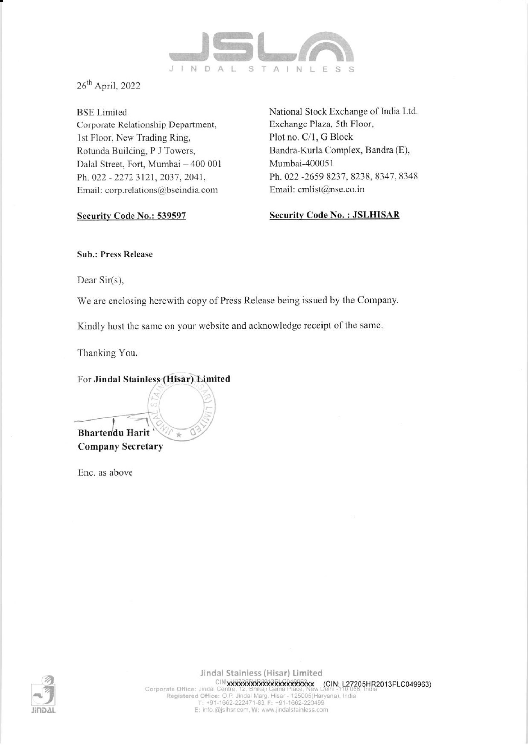26th April, 2022

BSE Limited
Corporate Relationship Department,
1st Floor, New Trading Ring,
Rotunda Building, P J Towers,
Dalal Street, Fort, Mumbai – 400 001
Ph. 022 - 2272 3121, 2037, 2041,
Email: corp.relations@bseindia.com

**Security Code No.: 539597**

National Stock Exchange of India Ltd.
Exchange Plaza, 5th Floor,
Plot no. C/1, G Block
Bandra-Kurla Complex, Bandra (E),
Mumbai-400051
Ph. 022 -2659 8237, 8238, 8347, 8348
Email: cmlist@nse.co.in

**Security Code No. : JSLHISAR**

**Sub.: Press Release**

Dear Sir(s),

We are enclosing herewith copy of Press Release being issued by the Company.

Kindly host the same on your website and acknowledge receipt of the same.

Thanking You.

For **Jindal Stainless (Hisar) Limited**

**Bhartendu Harit**
**Company Secretary**

Enc. as above

Jindal Stainless (Hisar) Limited
CIN xxxxxxxxxxxxxxxxxxxxx (CIN: L27205HR2013PLC049963)
Corporate Office: Jindal Centre, 12, Bhikaji Cama Place, New Delhi -110 066, India
Registered Office: O.P. Jindal Marg, Hisar - 125005(Haryana), India
T: +91-1662-222471-83, F: +91-1662-220499
E: info.@jslhsr.com, W: www.jindalstainless.com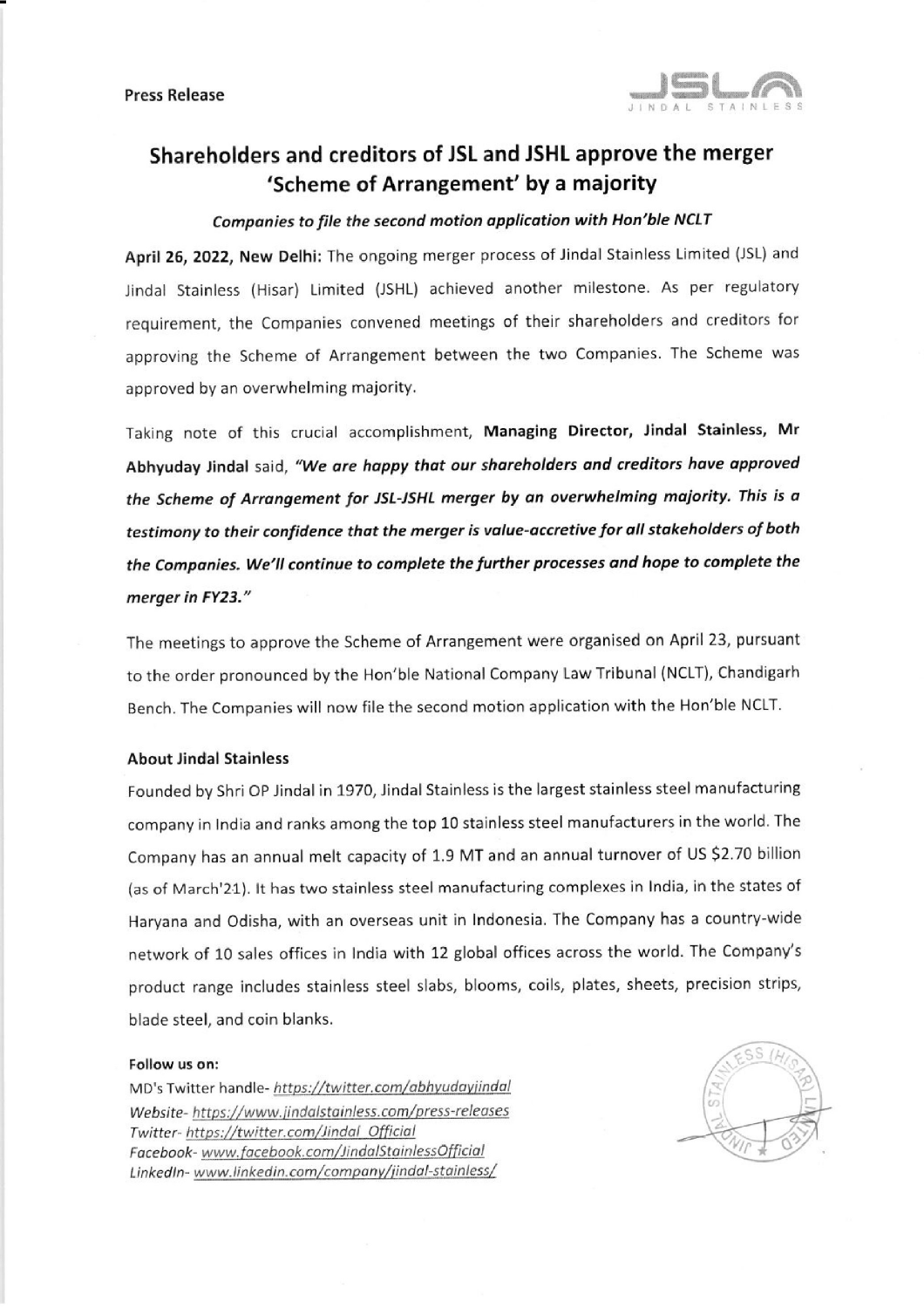Press Release

# Shareholders and creditors of JSL and JSHL approve the merger 'Scheme of Arrangement' by a majority

***Companies to file the second motion application with Hon'ble NCLT***

**April 26, 2022, New Delhi:** The ongoing merger process of Jindal Stainless Limited (JSL) and Jindal Stainless (Hisar) Limited (JSHL) achieved another milestone. As per regulatory requirement, the Companies convened meetings of their shareholders and creditors for approving the Scheme of Arrangement between the two Companies. The Scheme was approved by an overwhelming majority.

Taking note of this crucial accomplishment, **Managing Director, Jindal Stainless, Mr Abhyuday Jindal** said, ***"We are happy that our shareholders and creditors have approved the Scheme of Arrangement for JSL-JSHL merger by an overwhelming majority. This is a testimony to their confidence that the merger is value-accretive for all stakeholders of both the Companies. We'll continue to complete the further processes and hope to complete the merger in FY23."***

The meetings to approve the Scheme of Arrangement were organised on April 23, pursuant to the order pronounced by the Hon'ble National Company Law Tribunal (NCLT), Chandigarh Bench. The Companies will now file the second motion application with the Hon'ble NCLT.

### About Jindal Stainless

Founded by Shri OP Jindal in 1970, Jindal Stainless is the largest stainless steel manufacturing company in India and ranks among the top 10 stainless steel manufacturers in the world. The Company has an annual melt capacity of 1.9 MT and an annual turnover of US $2.70 billion (as of March'21). It has two stainless steel manufacturing complexes in India, in the states of Haryana and Odisha, with an overseas unit in Indonesia. The Company has a country-wide network of 10 sales offices in India with 12 global offices across the world. The Company's product range includes stainless steel slabs, blooms, coils, plates, sheets, precision strips, blade steel, and coin blanks.

**Follow us on:**

MD's Twitter handle- *https://twitter.com/abhyudayjindal*
*Website- https://www.jindalstainless.com/press-releases*
*Twitter- https://twitter.com/Jindal_Official*
*Facebook- www.facebook.com/JindalStainlessOfficial*
*LinkedIn- www.linkedin.com/company/jindal-stainless/*